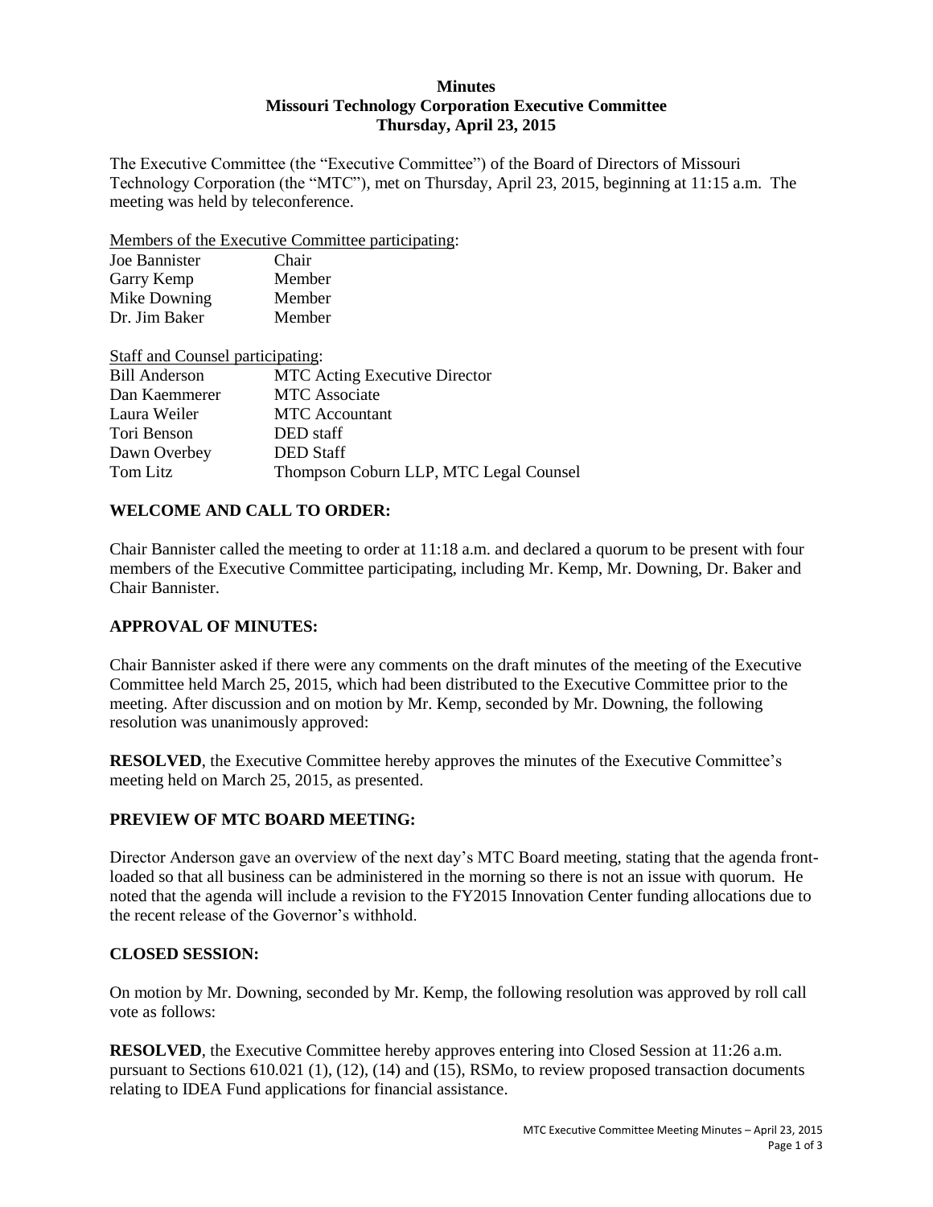# Minutes
## Missouri Technology Corporation Executive Committee
## Thursday, April 23, 2015

The Executive Committee (the "Executive Committee") of the Board of Directors of Missouri Technology Corporation (the "MTC"), met on Thursday, April 23, 2015, beginning at 11:15 a.m. The meeting was held by teleconference.

Members of the Executive Committee participating:

| | |
|---|---|
| Joe Bannister | Chair |
| Garry Kemp | Member |
| Mike Downing | Member |
| Dr. Jim Baker | Member |

Staff and Counsel participating:

| | |
|---|---|
| Bill Anderson | MTC Acting Executive Director |
| Dan Kaemmerer | MTC Associate |
| Laura Weiler | MTC Accountant |
| Tori Benson | DED staff |
| Dawn Overbey | DED Staff |
| Tom Litz | Thompson Coburn LLP, MTC Legal Counsel |

**WELCOME AND CALL TO ORDER:**

Chair Bannister called the meeting to order at 11:18 a.m. and declared a quorum to be present with four members of the Executive Committee participating, including Mr. Kemp, Mr. Downing, Dr. Baker and Chair Bannister.

**APPROVAL OF MINUTES:**

Chair Bannister asked if there were any comments on the draft minutes of the meeting of the Executive Committee held March 25, 2015, which had been distributed to the Executive Committee prior to the meeting. After discussion and on motion by Mr. Kemp, seconded by Mr. Downing, the following resolution was unanimously approved:

**RESOLVED**, the Executive Committee hereby approves the minutes of the Executive Committee's meeting held on March 25, 2015, as presented.

**PREVIEW OF MTC BOARD MEETING:**

Director Anderson gave an overview of the next day's MTC Board meeting, stating that the agenda front-loaded so that all business can be administered in the morning so there is not an issue with quorum. He noted that the agenda will include a revision to the FY2015 Innovation Center funding allocations due to the recent release of the Governor's withhold.

**CLOSED SESSION:**

On motion by Mr. Downing, seconded by Mr. Kemp, the following resolution was approved by roll call vote as follows:

**RESOLVED**, the Executive Committee hereby approves entering into Closed Session at 11:26 a.m. pursuant to Sections 610.021 (1), (12), (14) and (15), RSMo, to review proposed transaction documents relating to IDEA Fund applications for financial assistance.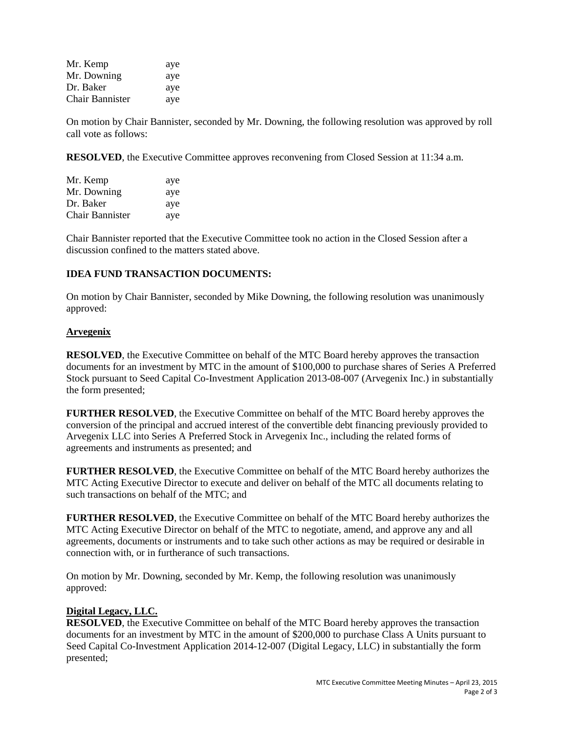| | |
|---|---|
| Mr. Kemp | aye |
| Mr. Downing | aye |
| Dr. Baker | aye |
| Chair Bannister | aye |

On motion by Chair Bannister, seconded by Mr. Downing, the following resolution was approved by roll call vote as follows:

**RESOLVED**, the Executive Committee approves reconvening from Closed Session at 11:34 a.m.

| | |
|---|---|
| Mr. Kemp | aye |
| Mr. Downing | aye |
| Dr. Baker | aye |
| Chair Bannister | aye |

Chair Bannister reported that the Executive Committee took no action in the Closed Session after a discussion confined to the matters stated above.

**IDEA FUND TRANSACTION DOCUMENTS:**

On motion by Chair Bannister, seconded by Mike Downing, the following resolution was unanimously approved:

**Arvegenix**

**RESOLVED**, the Executive Committee on behalf of the MTC Board hereby approves the transaction documents for an investment by MTC in the amount of $100,000 to purchase shares of Series A Preferred Stock pursuant to Seed Capital Co-Investment Application 2013-08-007 (Arvegenix Inc.) in substantially the form presented;

**FURTHER RESOLVED**, the Executive Committee on behalf of the MTC Board hereby approves the conversion of the principal and accrued interest of the convertible debt financing previously provided to Arvegenix LLC into Series A Preferred Stock in Arvegenix Inc., including the related forms of agreements and instruments as presented; and

**FURTHER RESOLVED**, the Executive Committee on behalf of the MTC Board hereby authorizes the MTC Acting Executive Director to execute and deliver on behalf of the MTC all documents relating to such transactions on behalf of the MTC; and

**FURTHER RESOLVED**, the Executive Committee on behalf of the MTC Board hereby authorizes the MTC Acting Executive Director on behalf of the MTC to negotiate, amend, and approve any and all agreements, documents or instruments and to take such other actions as may be required or desirable in connection with, or in furtherance of such transactions.

On motion by Mr. Downing, seconded by Mr. Kemp, the following resolution was unanimously approved:

**Digital Legacy, LLC.**

**RESOLVED**, the Executive Committee on behalf of the MTC Board hereby approves the transaction documents for an investment by MTC in the amount of $200,000 to purchase Class A Units pursuant to Seed Capital Co-Investment Application 2014-12-007 (Digital Legacy, LLC) in substantially the form presented;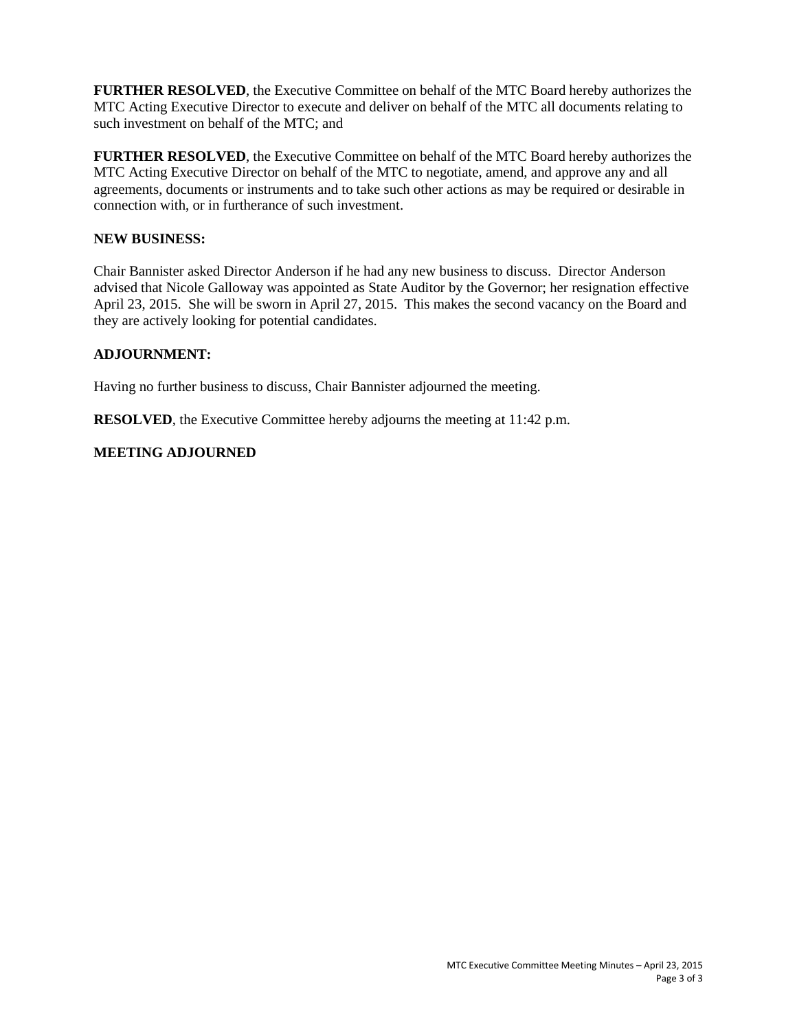**FURTHER RESOLVED**, the Executive Committee on behalf of the MTC Board hereby authorizes the MTC Acting Executive Director to execute and deliver on behalf of the MTC all documents relating to such investment on behalf of the MTC; and

**FURTHER RESOLVED**, the Executive Committee on behalf of the MTC Board hereby authorizes the MTC Acting Executive Director on behalf of the MTC to negotiate, amend, and approve any and all agreements, documents or instruments and to take such other actions as may be required or desirable in connection with, or in furtherance of such investment.

**NEW BUSINESS:**

Chair Bannister asked Director Anderson if he had any new business to discuss. Director Anderson advised that Nicole Galloway was appointed as State Auditor by the Governor; her resignation effective April 23, 2015. She will be sworn in April 27, 2015. This makes the second vacancy on the Board and they are actively looking for potential candidates.

**ADJOURNMENT:**

Having no further business to discuss, Chair Bannister adjourned the meeting.

**RESOLVED**, the Executive Committee hereby adjourns the meeting at 11:42 p.m.

**MEETING ADJOURNED**